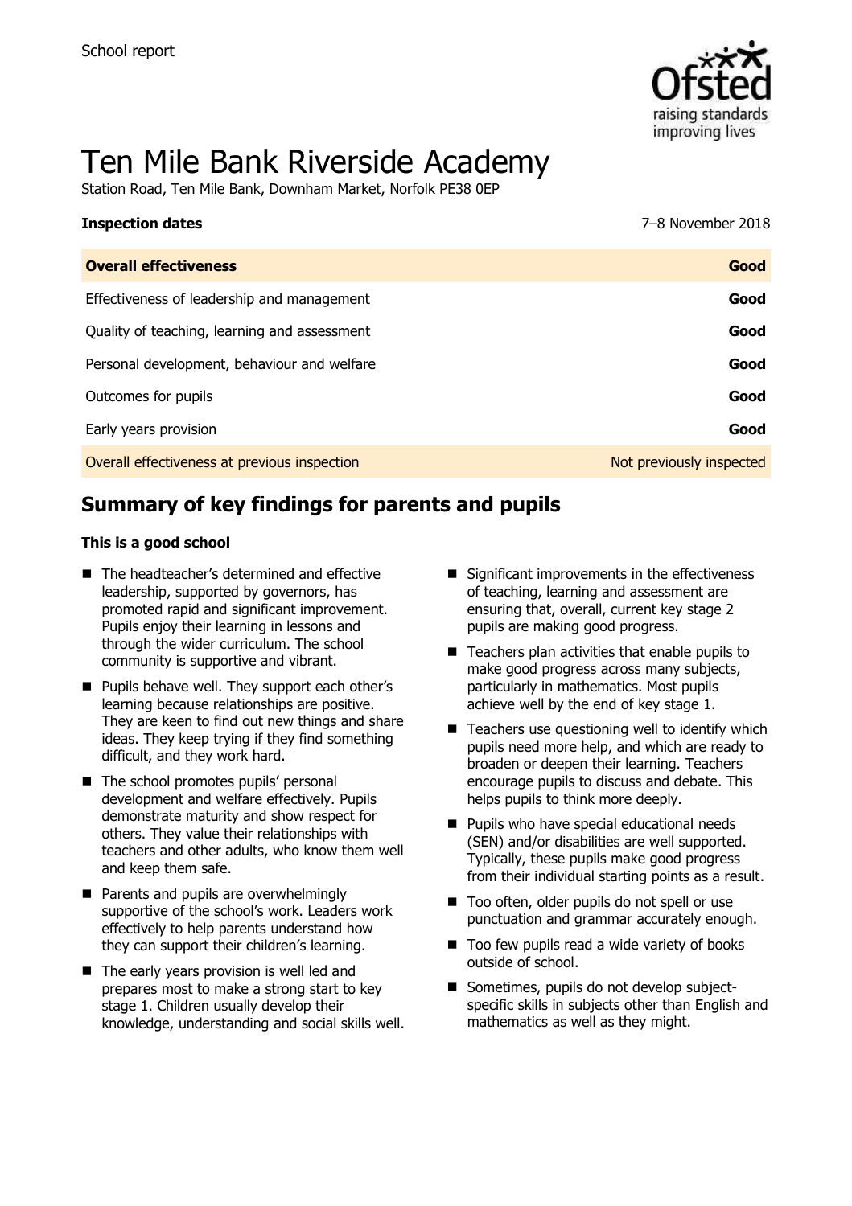School report

# Ten Mile Bank Riverside Academy

Station Road, Ten Mile Bank, Downham Market, Norfolk PE38 0EP

**Inspection dates** 7–8 November 2018

| | |
|---|---|
| **Overall effectiveness** | **Good** |
| Effectiveness of leadership and management | **Good** |
| Quality of teaching, learning and assessment | **Good** |
| Personal development, behaviour and welfare | **Good** |
| Outcomes for pupils | **Good** |
| Early years provision | **Good** |
| Overall effectiveness at previous inspection | Not previously inspected |

## Summary of key findings for parents and pupils

**This is a good school**

- The headteacher's determined and effective leadership, supported by governors, has promoted rapid and significant improvement. Pupils enjoy their learning in lessons and through the wider curriculum. The school community is supportive and vibrant.
- Pupils behave well. They support each other's learning because relationships are positive. They are keen to find out new things and share ideas. They keep trying if they find something difficult, and they work hard.
- The school promotes pupils' personal development and welfare effectively. Pupils demonstrate maturity and show respect for others. They value their relationships with teachers and other adults, who know them well and keep them safe.
- Parents and pupils are overwhelmingly supportive of the school's work. Leaders work effectively to help parents understand how they can support their children's learning.
- The early years provision is well led and prepares most to make a strong start to key stage 1. Children usually develop their knowledge, understanding and social skills well.
- Significant improvements in the effectiveness of teaching, learning and assessment are ensuring that, overall, current key stage 2 pupils are making good progress.
- Teachers plan activities that enable pupils to make good progress across many subjects, particularly in mathematics. Most pupils achieve well by the end of key stage 1.
- Teachers use questioning well to identify which pupils need more help, and which are ready to broaden or deepen their learning. Teachers encourage pupils to discuss and debate. This helps pupils to think more deeply.
- Pupils who have special educational needs (SEN) and/or disabilities are well supported. Typically, these pupils make good progress from their individual starting points as a result.
- Too often, older pupils do not spell or use punctuation and grammar accurately enough.
- Too few pupils read a wide variety of books outside of school.
- Sometimes, pupils do not develop subject-specific skills in subjects other than English and mathematics as well as they might.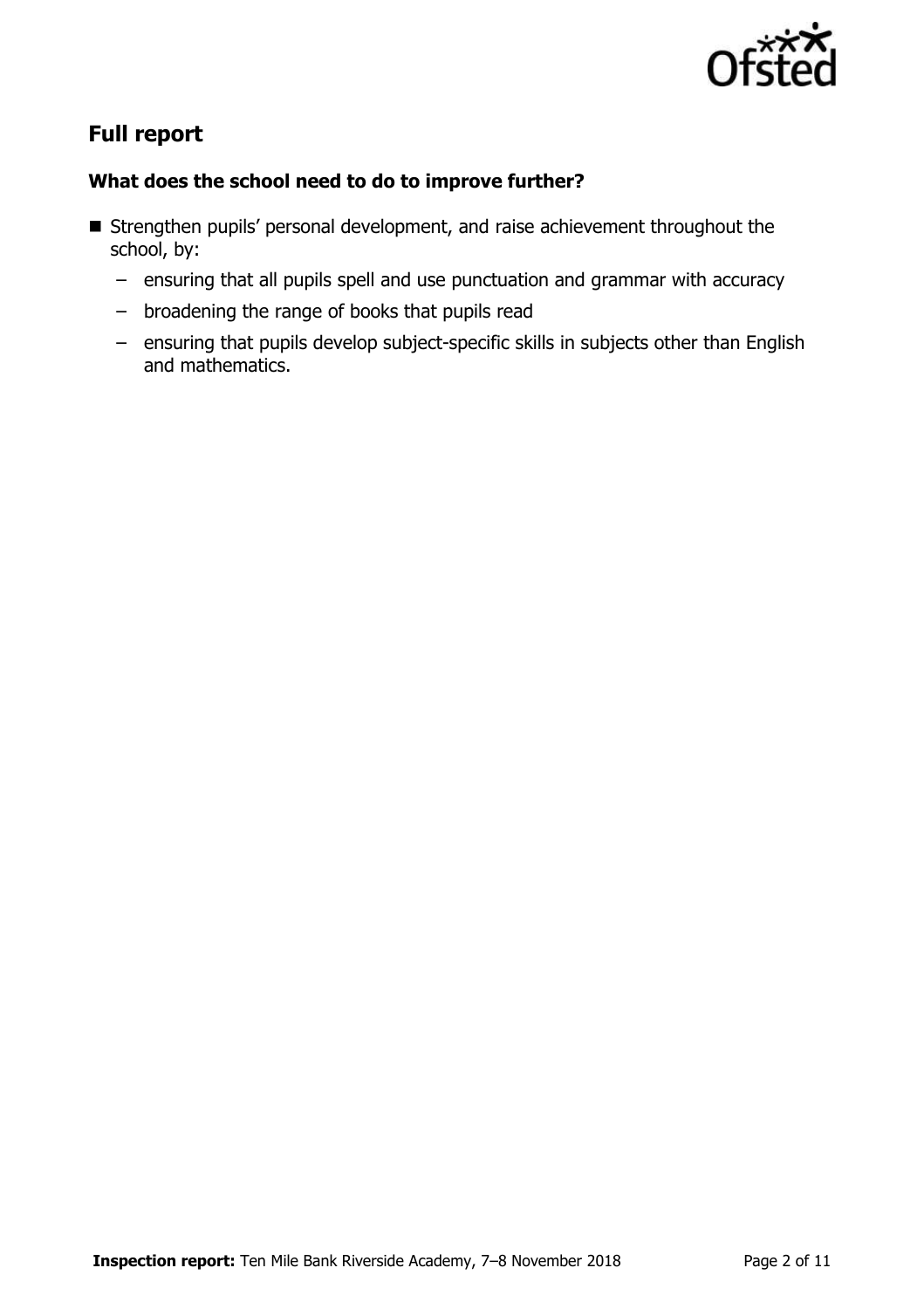## Full report

### What does the school need to do to improve further?

- Strengthen pupils' personal development, and raise achievement throughout the school, by:
  - ensuring that all pupils spell and use punctuation and grammar with accuracy
  - broadening the range of books that pupils read
  - ensuring that pupils develop subject-specific skills in subjects other than English and mathematics.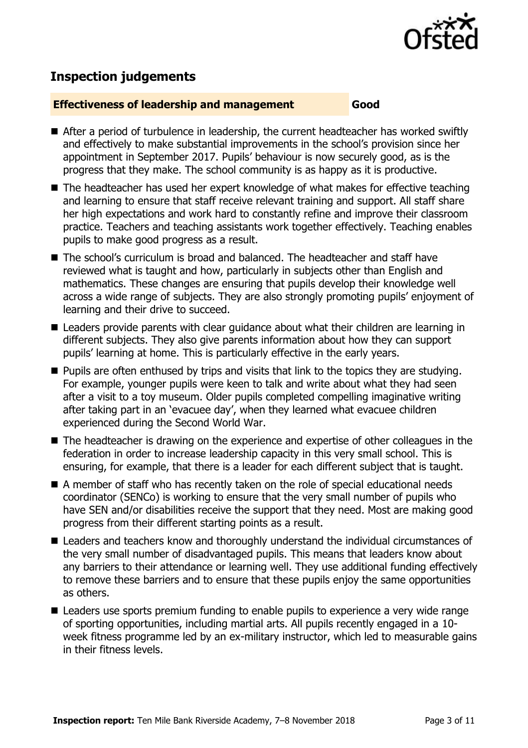## Inspection judgements

**Effectiveness of leadership and management** **Good**

- After a period of turbulence in leadership, the current headteacher has worked swiftly and effectively to make substantial improvements in the school's provision since her appointment in September 2017. Pupils' behaviour is now securely good, as is the progress that they make. The school community is as happy as it is productive.
- The headteacher has used her expert knowledge of what makes for effective teaching and learning to ensure that staff receive relevant training and support. All staff share her high expectations and work hard to constantly refine and improve their classroom practice. Teachers and teaching assistants work together effectively. Teaching enables pupils to make good progress as a result.
- The school's curriculum is broad and balanced. The headteacher and staff have reviewed what is taught and how, particularly in subjects other than English and mathematics. These changes are ensuring that pupils develop their knowledge well across a wide range of subjects. They are also strongly promoting pupils' enjoyment of learning and their drive to succeed.
- Leaders provide parents with clear guidance about what their children are learning in different subjects. They also give parents information about how they can support pupils' learning at home. This is particularly effective in the early years.
- Pupils are often enthused by trips and visits that link to the topics they are studying. For example, younger pupils were keen to talk and write about what they had seen after a visit to a toy museum. Older pupils completed compelling imaginative writing after taking part in an 'evacuee day', when they learned what evacuee children experienced during the Second World War.
- The headteacher is drawing on the experience and expertise of other colleagues in the federation in order to increase leadership capacity in this very small school. This is ensuring, for example, that there is a leader for each different subject that is taught.
- A member of staff who has recently taken on the role of special educational needs coordinator (SENCo) is working to ensure that the very small number of pupils who have SEN and/or disabilities receive the support that they need. Most are making good progress from their different starting points as a result.
- Leaders and teachers know and thoroughly understand the individual circumstances of the very small number of disadvantaged pupils. This means that leaders know about any barriers to their attendance or learning well. They use additional funding effectively to remove these barriers and to ensure that these pupils enjoy the same opportunities as others.
- Leaders use sports premium funding to enable pupils to experience a very wide range of sporting opportunities, including martial arts. All pupils recently engaged in a 10-week fitness programme led by an ex-military instructor, which led to measurable gains in their fitness levels.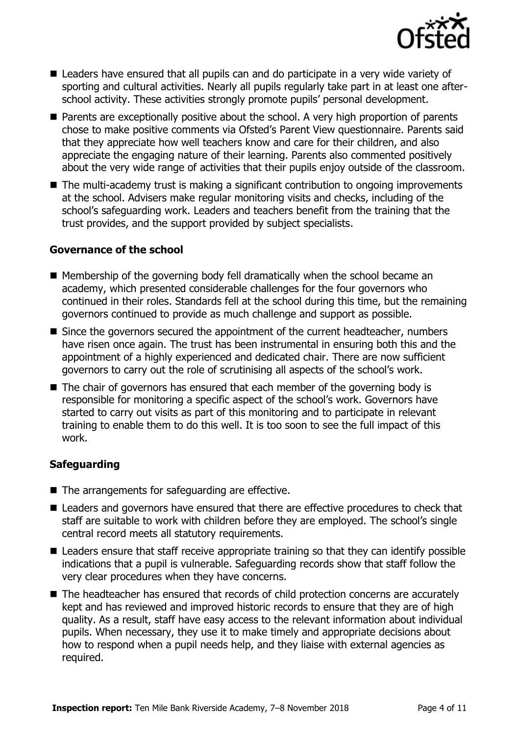- Leaders have ensured that all pupils can and do participate in a very wide variety of sporting and cultural activities. Nearly all pupils regularly take part in at least one after-school activity. These activities strongly promote pupils' personal development.
- Parents are exceptionally positive about the school. A very high proportion of parents chose to make positive comments via Ofsted's Parent View questionnaire. Parents said that they appreciate how well teachers know and care for their children, and also appreciate the engaging nature of their learning. Parents also commented positively about the very wide range of activities that their pupils enjoy outside of the classroom.
- The multi-academy trust is making a significant contribution to ongoing improvements at the school. Advisers make regular monitoring visits and checks, including of the school's safeguarding work. Leaders and teachers benefit from the training that the trust provides, and the support provided by subject specialists.

### Governance of the school

- Membership of the governing body fell dramatically when the school became an academy, which presented considerable challenges for the four governors who continued in their roles. Standards fell at the school during this time, but the remaining governors continued to provide as much challenge and support as possible.
- Since the governors secured the appointment of the current headteacher, numbers have risen once again. The trust has been instrumental in ensuring both this and the appointment of a highly experienced and dedicated chair. There are now sufficient governors to carry out the role of scrutinising all aspects of the school's work.
- The chair of governors has ensured that each member of the governing body is responsible for monitoring a specific aspect of the school's work. Governors have started to carry out visits as part of this monitoring and to participate in relevant training to enable them to do this well. It is too soon to see the full impact of this work.

### Safeguarding

- The arrangements for safeguarding are effective.
- Leaders and governors have ensured that there are effective procedures to check that staff are suitable to work with children before they are employed. The school's single central record meets all statutory requirements.
- Leaders ensure that staff receive appropriate training so that they can identify possible indications that a pupil is vulnerable. Safeguarding records show that staff follow the very clear procedures when they have concerns.
- The headteacher has ensured that records of child protection concerns are accurately kept and has reviewed and improved historic records to ensure that they are of high quality. As a result, staff have easy access to the relevant information about individual pupils. When necessary, they use it to make timely and appropriate decisions about how to respond when a pupil needs help, and they liaise with external agencies as required.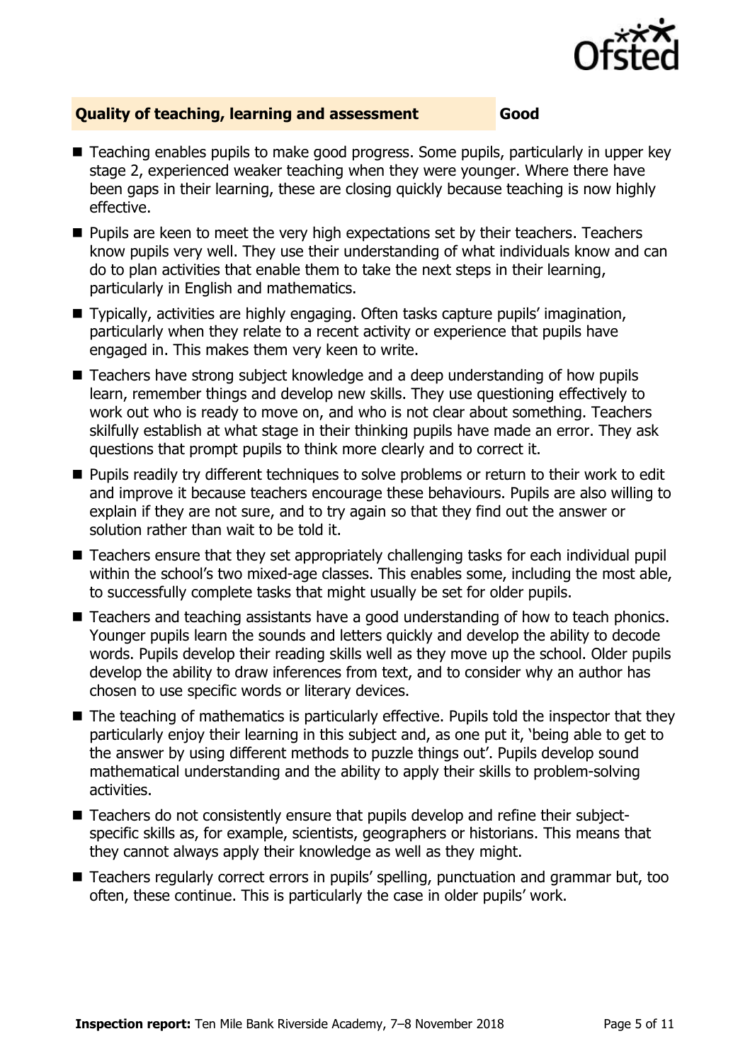## Quality of teaching, learning and assessment — Good

- Teaching enables pupils to make good progress. Some pupils, particularly in upper key stage 2, experienced weaker teaching when they were younger. Where there have been gaps in their learning, these are closing quickly because teaching is now highly effective.
- Pupils are keen to meet the very high expectations set by their teachers. Teachers know pupils very well. They use their understanding of what individuals know and can do to plan activities that enable them to take the next steps in their learning, particularly in English and mathematics.
- Typically, activities are highly engaging. Often tasks capture pupils' imagination, particularly when they relate to a recent activity or experience that pupils have engaged in. This makes them very keen to write.
- Teachers have strong subject knowledge and a deep understanding of how pupils learn, remember things and develop new skills. They use questioning effectively to work out who is ready to move on, and who is not clear about something. Teachers skilfully establish at what stage in their thinking pupils have made an error. They ask questions that prompt pupils to think more clearly and to correct it.
- Pupils readily try different techniques to solve problems or return to their work to edit and improve it because teachers encourage these behaviours. Pupils are also willing to explain if they are not sure, and to try again so that they find out the answer or solution rather than wait to be told it.
- Teachers ensure that they set appropriately challenging tasks for each individual pupil within the school's two mixed-age classes. This enables some, including the most able, to successfully complete tasks that might usually be set for older pupils.
- Teachers and teaching assistants have a good understanding of how to teach phonics. Younger pupils learn the sounds and letters quickly and develop the ability to decode words. Pupils develop their reading skills well as they move up the school. Older pupils develop the ability to draw inferences from text, and to consider why an author has chosen to use specific words or literary devices.
- The teaching of mathematics is particularly effective. Pupils told the inspector that they particularly enjoy their learning in this subject and, as one put it, 'being able to get to the answer by using different methods to puzzle things out'. Pupils develop sound mathematical understanding and the ability to apply their skills to problem-solving activities.
- Teachers do not consistently ensure that pupils develop and refine their subject-specific skills as, for example, scientists, geographers or historians. This means that they cannot always apply their knowledge as well as they might.
- Teachers regularly correct errors in pupils' spelling, punctuation and grammar but, too often, these continue. This is particularly the case in older pupils' work.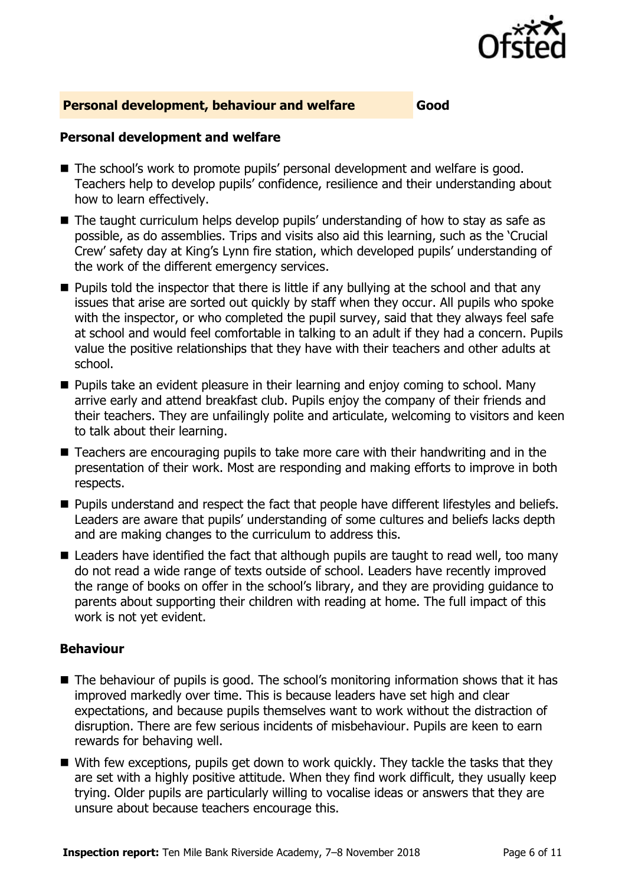## Personal development, behaviour and welfare — Good

### Personal development and welfare

- The school's work to promote pupils' personal development and welfare is good. Teachers help to develop pupils' confidence, resilience and their understanding about how to learn effectively.
- The taught curriculum helps develop pupils' understanding of how to stay as safe as possible, as do assemblies. Trips and visits also aid this learning, such as the 'Crucial Crew' safety day at King's Lynn fire station, which developed pupils' understanding of the work of the different emergency services.
- Pupils told the inspector that there is little if any bullying at the school and that any issues that arise are sorted out quickly by staff when they occur. All pupils who spoke with the inspector, or who completed the pupil survey, said that they always feel safe at school and would feel comfortable in talking to an adult if they had a concern. Pupils value the positive relationships that they have with their teachers and other adults at school.
- Pupils take an evident pleasure in their learning and enjoy coming to school. Many arrive early and attend breakfast club. Pupils enjoy the company of their friends and their teachers. They are unfailingly polite and articulate, welcoming to visitors and keen to talk about their learning.
- Teachers are encouraging pupils to take more care with their handwriting and in the presentation of their work. Most are responding and making efforts to improve in both respects.
- Pupils understand and respect the fact that people have different lifestyles and beliefs. Leaders are aware that pupils' understanding of some cultures and beliefs lacks depth and are making changes to the curriculum to address this.
- Leaders have identified the fact that although pupils are taught to read well, too many do not read a wide range of texts outside of school. Leaders have recently improved the range of books on offer in the school's library, and they are providing guidance to parents about supporting their children with reading at home. The full impact of this work is not yet evident.

### Behaviour

- The behaviour of pupils is good. The school's monitoring information shows that it has improved markedly over time. This is because leaders have set high and clear expectations, and because pupils themselves want to work without the distraction of disruption. There are few serious incidents of misbehaviour. Pupils are keen to earn rewards for behaving well.
- With few exceptions, pupils get down to work quickly. They tackle the tasks that they are set with a highly positive attitude. When they find work difficult, they usually keep trying. Older pupils are particularly willing to vocalise ideas or answers that they are unsure about because teachers encourage this.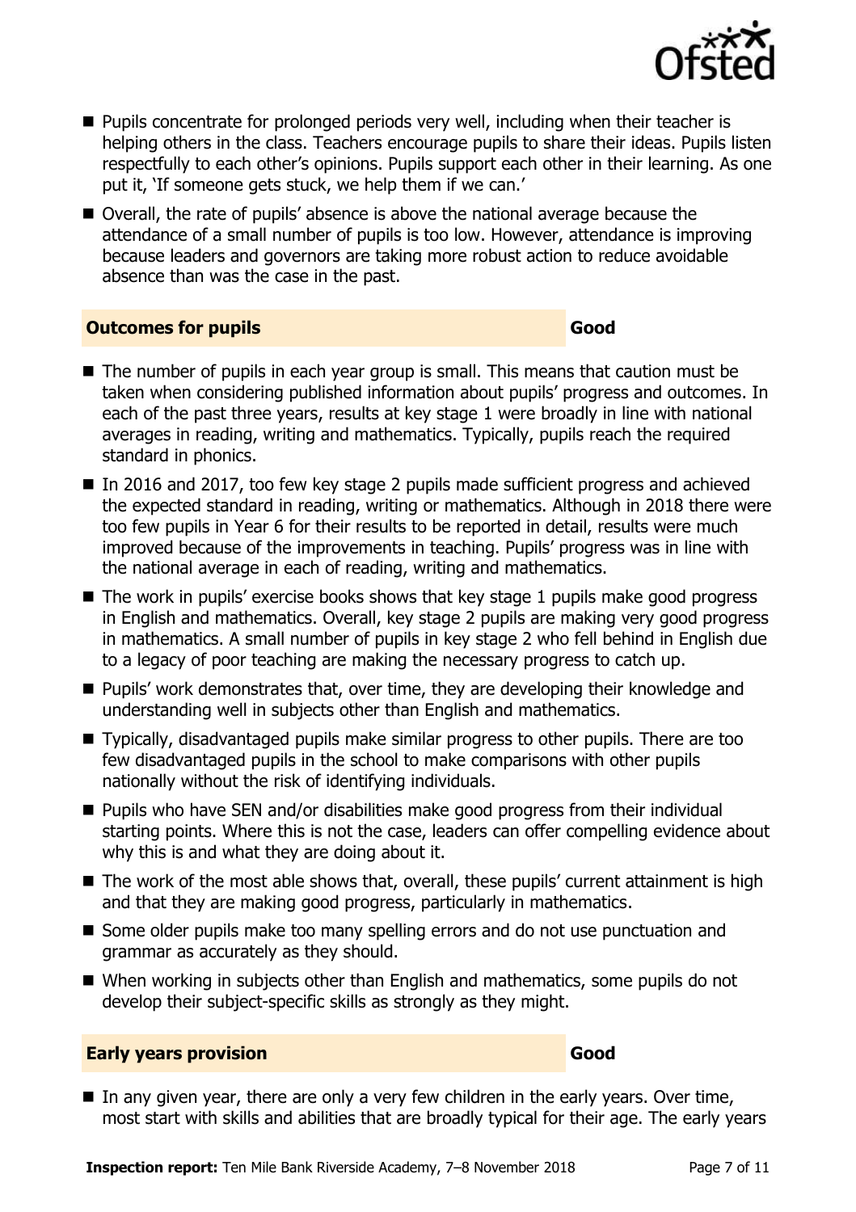- Pupils concentrate for prolonged periods very well, including when their teacher is helping others in the class. Teachers encourage pupils to share their ideas. Pupils listen respectfully to each other's opinions. Pupils support each other in their learning. As one put it, 'If someone gets stuck, we help them if we can.'
- Overall, the rate of pupils' absence is above the national average because the attendance of a small number of pupils is too low. However, attendance is improving because leaders and governors are taking more robust action to reduce avoidable absence than was the case in the past.

## Outcomes for pupils — Good

- The number of pupils in each year group is small. This means that caution must be taken when considering published information about pupils' progress and outcomes. In each of the past three years, results at key stage 1 were broadly in line with national averages in reading, writing and mathematics. Typically, pupils reach the required standard in phonics.
- In 2016 and 2017, too few key stage 2 pupils made sufficient progress and achieved the expected standard in reading, writing or mathematics. Although in 2018 there were too few pupils in Year 6 for their results to be reported in detail, results were much improved because of the improvements in teaching. Pupils' progress was in line with the national average in each of reading, writing and mathematics.
- The work in pupils' exercise books shows that key stage 1 pupils make good progress in English and mathematics. Overall, key stage 2 pupils are making very good progress in mathematics. A small number of pupils in key stage 2 who fell behind in English due to a legacy of poor teaching are making the necessary progress to catch up.
- Pupils' work demonstrates that, over time, they are developing their knowledge and understanding well in subjects other than English and mathematics.
- Typically, disadvantaged pupils make similar progress to other pupils. There are too few disadvantaged pupils in the school to make comparisons with other pupils nationally without the risk of identifying individuals.
- Pupils who have SEN and/or disabilities make good progress from their individual starting points. Where this is not the case, leaders can offer compelling evidence about why this is and what they are doing about it.
- The work of the most able shows that, overall, these pupils' current attainment is high and that they are making good progress, particularly in mathematics.
- Some older pupils make too many spelling errors and do not use punctuation and grammar as accurately as they should.
- When working in subjects other than English and mathematics, some pupils do not develop their subject-specific skills as strongly as they might.

## Early years provision — Good

- In any given year, there are only a very few children in the early years. Over time, most start with skills and abilities that are broadly typical for their age. The early years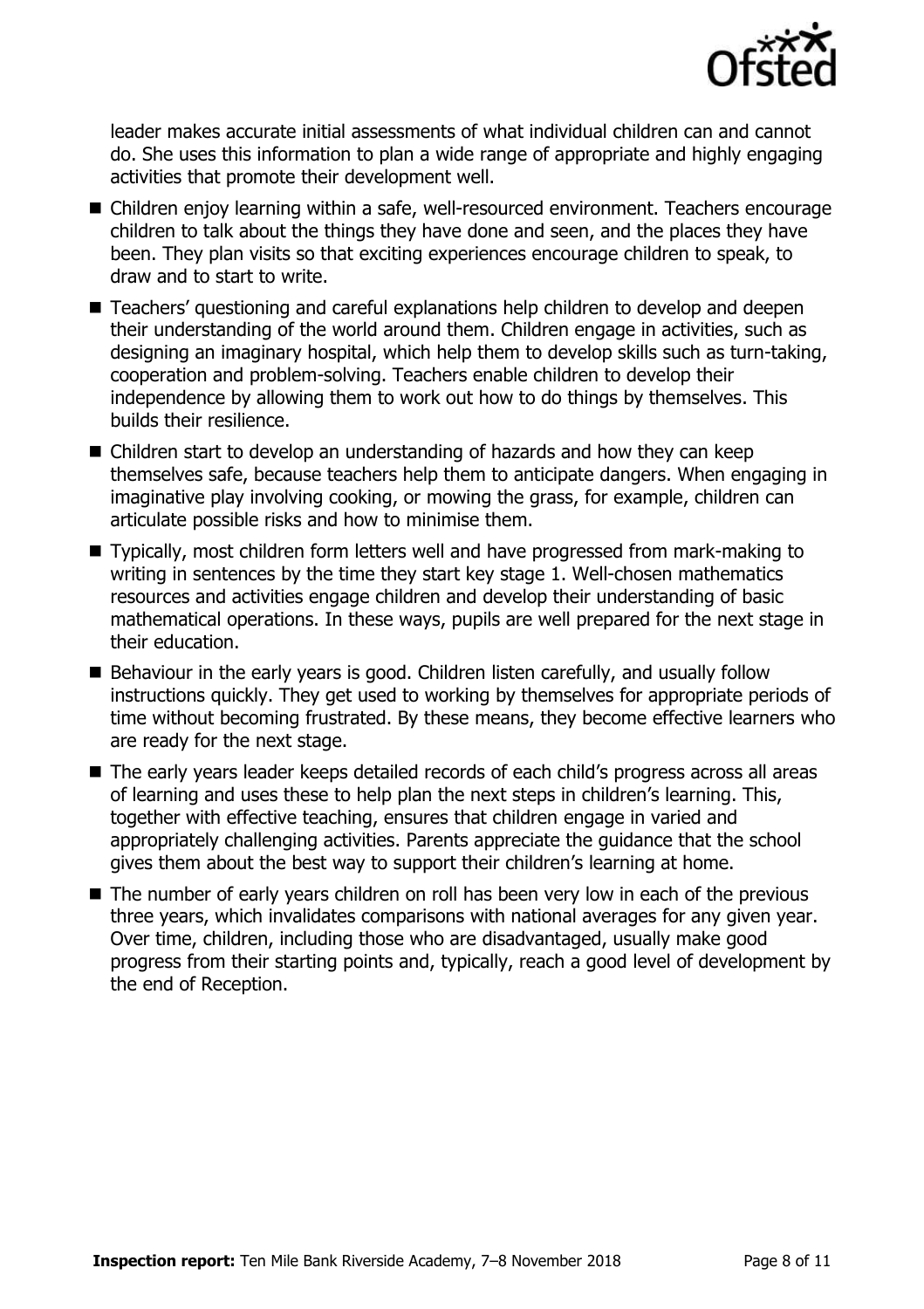leader makes accurate initial assessments of what individual children can and cannot do. She uses this information to plan a wide range of appropriate and highly engaging activities that promote their development well.

- Children enjoy learning within a safe, well-resourced environment. Teachers encourage children to talk about the things they have done and seen, and the places they have been. They plan visits so that exciting experiences encourage children to speak, to draw and to start to write.
- Teachers' questioning and careful explanations help children to develop and deepen their understanding of the world around them. Children engage in activities, such as designing an imaginary hospital, which help them to develop skills such as turn-taking, cooperation and problem-solving. Teachers enable children to develop their independence by allowing them to work out how to do things by themselves. This builds their resilience.
- Children start to develop an understanding of hazards and how they can keep themselves safe, because teachers help them to anticipate dangers. When engaging in imaginative play involving cooking, or mowing the grass, for example, children can articulate possible risks and how to minimise them.
- Typically, most children form letters well and have progressed from mark-making to writing in sentences by the time they start key stage 1. Well-chosen mathematics resources and activities engage children and develop their understanding of basic mathematical operations. In these ways, pupils are well prepared for the next stage in their education.
- Behaviour in the early years is good. Children listen carefully, and usually follow instructions quickly. They get used to working by themselves for appropriate periods of time without becoming frustrated. By these means, they become effective learners who are ready for the next stage.
- The early years leader keeps detailed records of each child's progress across all areas of learning and uses these to help plan the next steps in children's learning. This, together with effective teaching, ensures that children engage in varied and appropriately challenging activities. Parents appreciate the guidance that the school gives them about the best way to support their children's learning at home.
- The number of early years children on roll has been very low in each of the previous three years, which invalidates comparisons with national averages for any given year. Over time, children, including those who are disadvantaged, usually make good progress from their starting points and, typically, reach a good level of development by the end of Reception.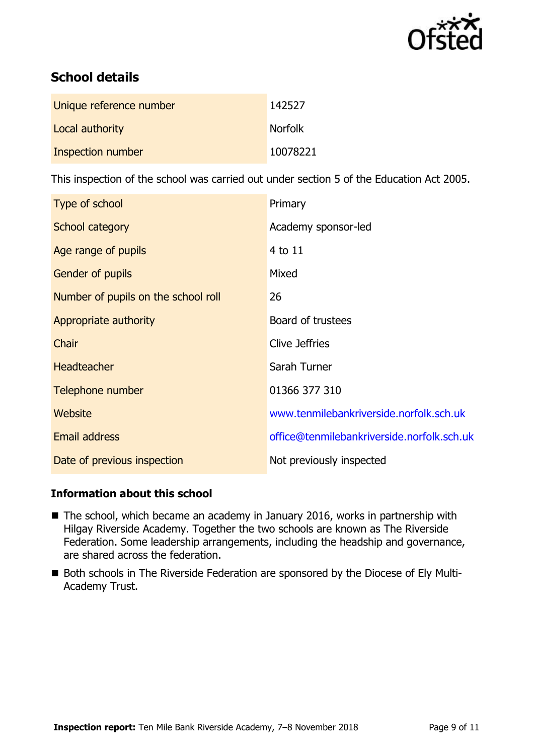## School details

| | |
|---|---|
| Unique reference number | 142527 |
| Local authority | Norfolk |
| Inspection number | 10078221 |

This inspection of the school was carried out under section 5 of the Education Act 2005.

| | |
|---|---|
| Type of school | Primary |
| School category | Academy sponsor-led |
| Age range of pupils | 4 to 11 |
| Gender of pupils | Mixed |
| Number of pupils on the school roll | 26 |
| Appropriate authority | Board of trustees |
| Chair | Clive Jeffries |
| Headteacher | Sarah Turner |
| Telephone number | 01366 377 310 |
| Website | www.tenmilebankriverside.norfolk.sch.uk |
| Email address | office@tenmilebankriverside.norfolk.sch.uk |
| Date of previous inspection | Not previously inspected |

### Information about this school

- The school, which became an academy in January 2016, works in partnership with Hilgay Riverside Academy. Together the two schools are known as The Riverside Federation. Some leadership arrangements, including the headship and governance, are shared across the federation.
- Both schools in The Riverside Federation are sponsored by the Diocese of Ely Multi-Academy Trust.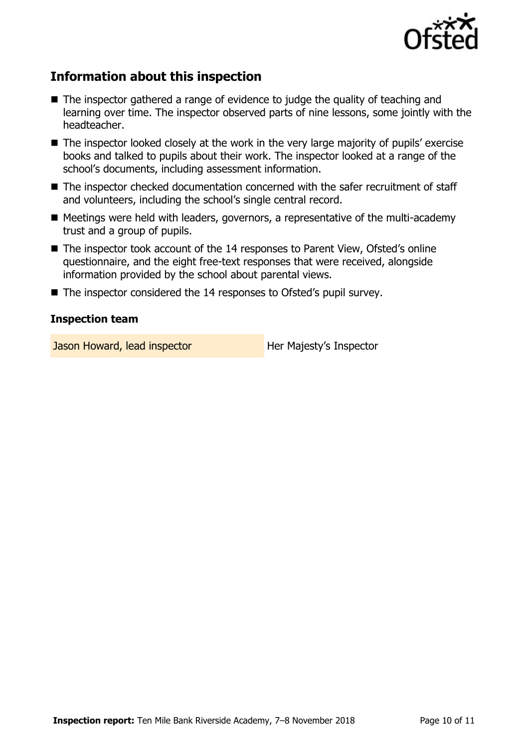## Information about this inspection

- The inspector gathered a range of evidence to judge the quality of teaching and learning over time. The inspector observed parts of nine lessons, some jointly with the headteacher.
- The inspector looked closely at the work in the very large majority of pupils' exercise books and talked to pupils about their work. The inspector looked at a range of the school's documents, including assessment information.
- The inspector checked documentation concerned with the safer recruitment of staff and volunteers, including the school's single central record.
- Meetings were held with leaders, governors, a representative of the multi-academy trust and a group of pupils.
- The inspector took account of the 14 responses to Parent View, Ofsted's online questionnaire, and the eight free-text responses that were received, alongside information provided by the school about parental views.
- The inspector considered the 14 responses to Ofsted's pupil survey.

### Inspection team

| | |
|---|---|
| Jason Howard, lead inspector | Her Majesty's Inspector |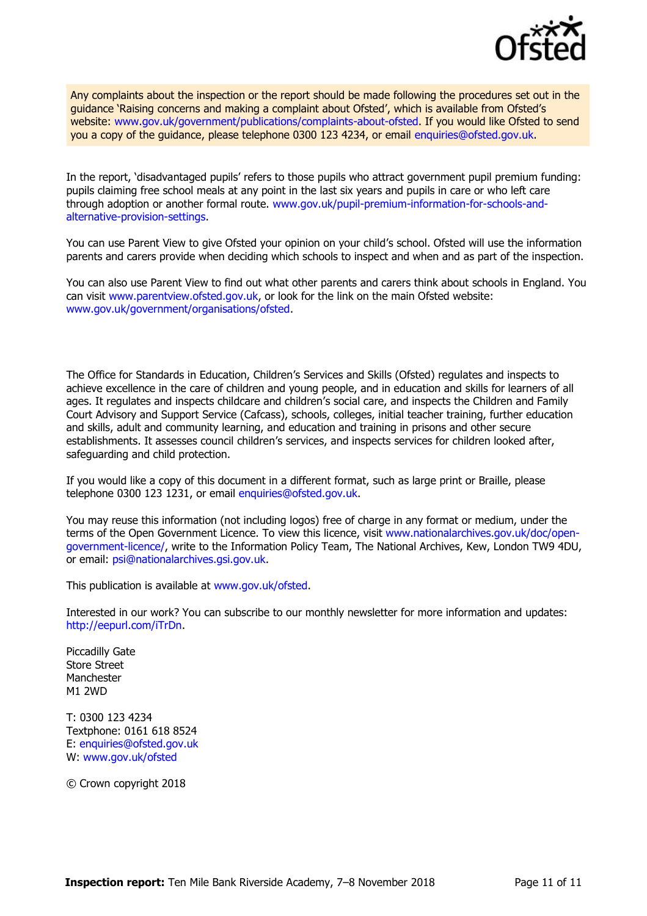Any complaints about the inspection or the report should be made following the procedures set out in the guidance 'Raising concerns and making a complaint about Ofsted', which is available from Ofsted's website: www.gov.uk/government/publications/complaints-about-ofsted. If you would like Ofsted to send you a copy of the guidance, please telephone 0300 123 4234, or email enquiries@ofsted.gov.uk.

In the report, 'disadvantaged pupils' refers to those pupils who attract government pupil premium funding: pupils claiming free school meals at any point in the last six years and pupils in care or who left care through adoption or another formal route. www.gov.uk/pupil-premium-information-for-schools-and-alternative-provision-settings.

You can use Parent View to give Ofsted your opinion on your child's school. Ofsted will use the information parents and carers provide when deciding which schools to inspect and when and as part of the inspection.

You can also use Parent View to find out what other parents and carers think about schools in England. You can visit www.parentview.ofsted.gov.uk, or look for the link on the main Ofsted website: www.gov.uk/government/organisations/ofsted.

The Office for Standards in Education, Children's Services and Skills (Ofsted) regulates and inspects to achieve excellence in the care of children and young people, and in education and skills for learners of all ages. It regulates and inspects childcare and children's social care, and inspects the Children and Family Court Advisory and Support Service (Cafcass), schools, colleges, initial teacher training, further education and skills, adult and community learning, and education and training in prisons and other secure establishments. It assesses council children's services, and inspects services for children looked after, safeguarding and child protection.

If you would like a copy of this document in a different format, such as large print or Braille, please telephone 0300 123 1231, or email enquiries@ofsted.gov.uk.

You may reuse this information (not including logos) free of charge in any format or medium, under the terms of the Open Government Licence. To view this licence, visit www.nationalarchives.gov.uk/doc/open-government-licence/, write to the Information Policy Team, The National Archives, Kew, London TW9 4DU, or email: psi@nationalarchives.gsi.gov.uk.

This publication is available at www.gov.uk/ofsted.

Interested in our work? You can subscribe to our monthly newsletter for more information and updates: http://eepurl.com/iTrDn.

Piccadilly Gate
Store Street
Manchester
M1 2WD

T: 0300 123 4234
Textphone: 0161 618 8524
E: enquiries@ofsted.gov.uk
W: www.gov.uk/ofsted

© Crown copyright 2018